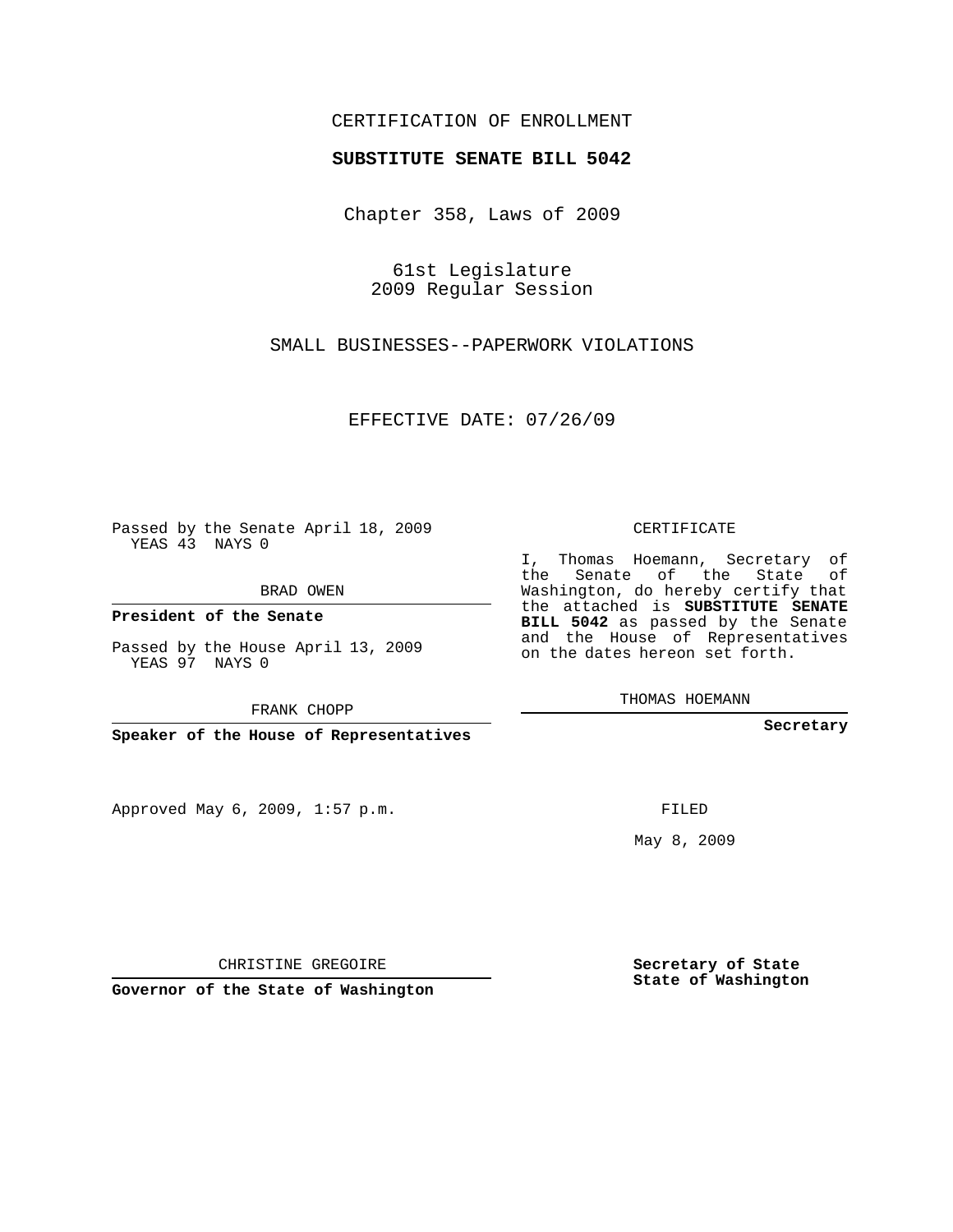CERTIFICATION OF ENROLLMENT

**SUBSTITUTE SENATE BILL 5042**

Chapter 358, Laws of 2009

61st Legislature
2009 Regular Session

SMALL BUSINESSES--PAPERWORK VIOLATIONS

EFFECTIVE DATE: 07/26/09

Passed by the Senate April 18, 2009
YEAS 43 NAYS 0

BRAD OWEN

**President of the Senate**

Passed by the House April 13, 2009
YEAS 97 NAYS 0

FRANK CHOPP

**Speaker of the House of Representatives**

Approved May 6, 2009, 1:57 p.m.

CHRISTINE GREGOIRE

**Governor of the State of Washington**

CERTIFICATE

I, Thomas Hoemann, Secretary of the Senate of the State of Washington, do hereby certify that the attached is **SUBSTITUTE SENATE BILL 5042** as passed by the Senate and the House of Representatives on the dates hereon set forth.

THOMAS HOEMANN

**Secretary**

FILED

May 8, 2009

**Secretary of State State of Washington**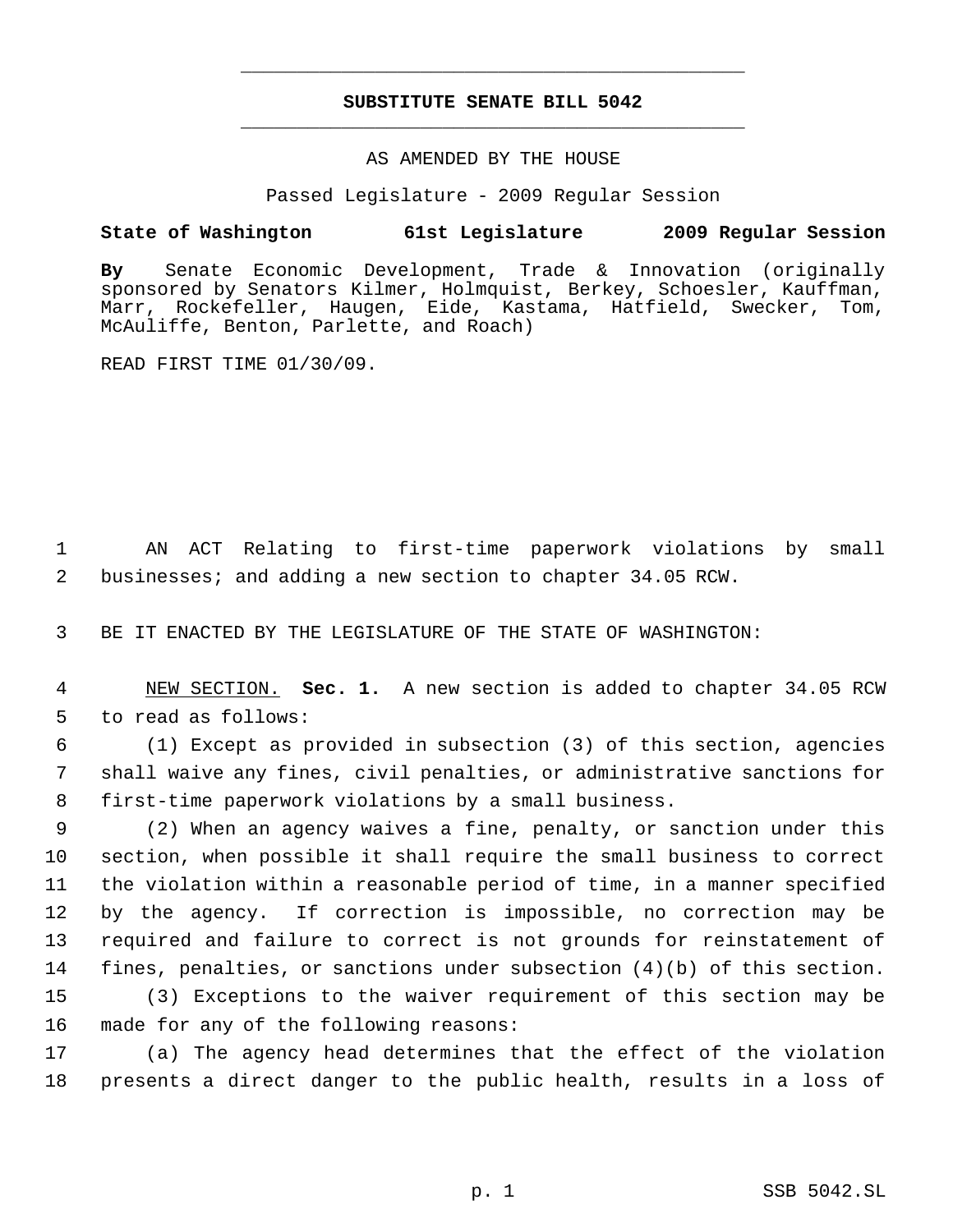# SUBSTITUTE SENATE BILL 5042

AS AMENDED BY THE HOUSE

Passed Legislature - 2009 Regular Session

**State of Washington 61st Legislature 2009 Regular Session**

**By** Senate Economic Development, Trade & Innovation (originally sponsored by Senators Kilmer, Holmquist, Berkey, Schoesler, Kauffman, Marr, Rockefeller, Haugen, Eide, Kastama, Hatfield, Swecker, Tom, McAuliffe, Benton, Parlette, and Roach)

READ FIRST TIME 01/30/09.

AN ACT Relating to first-time paperwork violations by small businesses; and adding a new section to chapter 34.05 RCW.

BE IT ENACTED BY THE LEGISLATURE OF THE STATE OF WASHINGTON:

NEW SECTION. **Sec. 1.** A new section is added to chapter 34.05 RCW to read as follows:

(1) Except as provided in subsection (3) of this section, agencies shall waive any fines, civil penalties, or administrative sanctions for first-time paperwork violations by a small business.

(2) When an agency waives a fine, penalty, or sanction under this section, when possible it shall require the small business to correct the violation within a reasonable period of time, in a manner specified by the agency. If correction is impossible, no correction may be required and failure to correct is not grounds for reinstatement of fines, penalties, or sanctions under subsection (4)(b) of this section.

(3) Exceptions to the waiver requirement of this section may be made for any of the following reasons:

(a) The agency head determines that the effect of the violation presents a direct danger to the public health, results in a loss of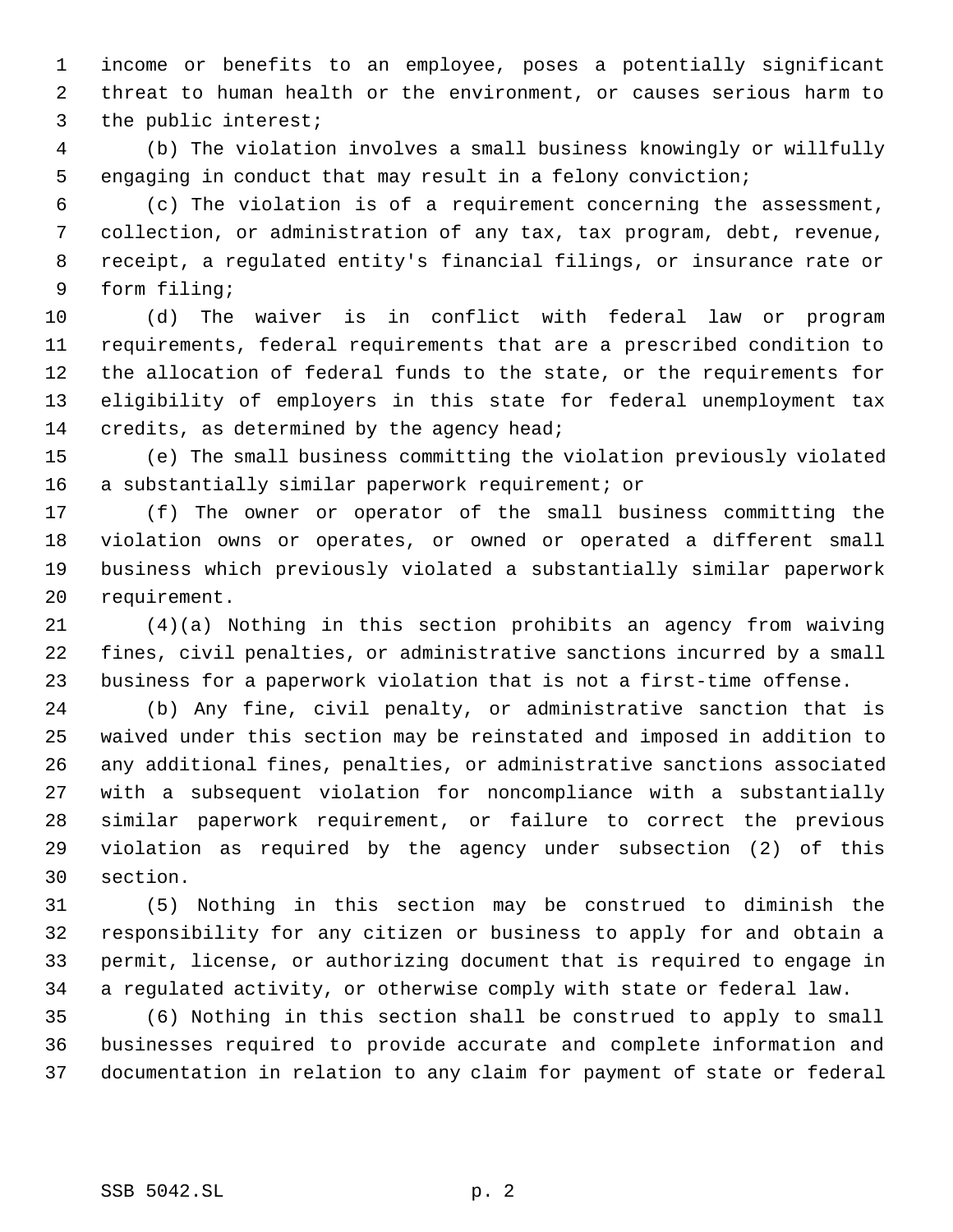income or benefits to an employee, poses a potentially significant threat to human health or the environment, or causes serious harm to the public interest;

(b) The violation involves a small business knowingly or willfully engaging in conduct that may result in a felony conviction;

(c) The violation is of a requirement concerning the assessment, collection, or administration of any tax, tax program, debt, revenue, receipt, a regulated entity's financial filings, or insurance rate or form filing;

(d) The waiver is in conflict with federal law or program requirements, federal requirements that are a prescribed condition to the allocation of federal funds to the state, or the requirements for eligibility of employers in this state for federal unemployment tax credits, as determined by the agency head;

(e) The small business committing the violation previously violated a substantially similar paperwork requirement; or

(f) The owner or operator of the small business committing the violation owns or operates, or owned or operated a different small business which previously violated a substantially similar paperwork requirement.

(4)(a) Nothing in this section prohibits an agency from waiving fines, civil penalties, or administrative sanctions incurred by a small business for a paperwork violation that is not a first-time offense.

(b) Any fine, civil penalty, or administrative sanction that is waived under this section may be reinstated and imposed in addition to any additional fines, penalties, or administrative sanctions associated with a subsequent violation for noncompliance with a substantially similar paperwork requirement, or failure to correct the previous violation as required by the agency under subsection (2) of this section.

(5) Nothing in this section may be construed to diminish the responsibility for any citizen or business to apply for and obtain a permit, license, or authorizing document that is required to engage in a regulated activity, or otherwise comply with state or federal law.

(6) Nothing in this section shall be construed to apply to small businesses required to provide accurate and complete information and documentation in relation to any claim for payment of state or federal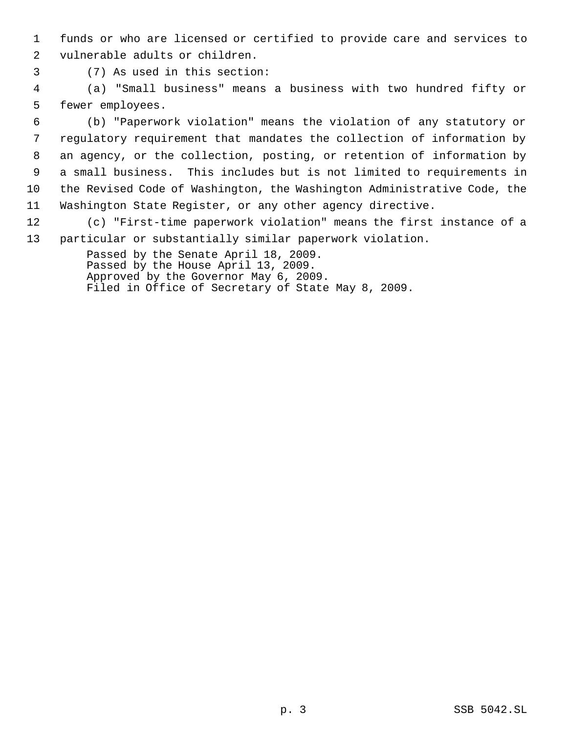funds or who are licensed or certified to provide care and services to vulnerable adults or children.

(7) As used in this section:

(a) "Small business" means a business with two hundred fifty or fewer employees.

(b) "Paperwork violation" means the violation of any statutory or regulatory requirement that mandates the collection of information by an agency, or the collection, posting, or retention of information by a small business. This includes but is not limited to requirements in the Revised Code of Washington, the Washington Administrative Code, the Washington State Register, or any other agency directive.

(c) "First-time paperwork violation" means the first instance of a particular or substantially similar paperwork violation.

Passed by the Senate April 18, 2009.
Passed by the House April 13, 2009.
Approved by the Governor May 6, 2009.
Filed in Office of Secretary of State May 8, 2009.